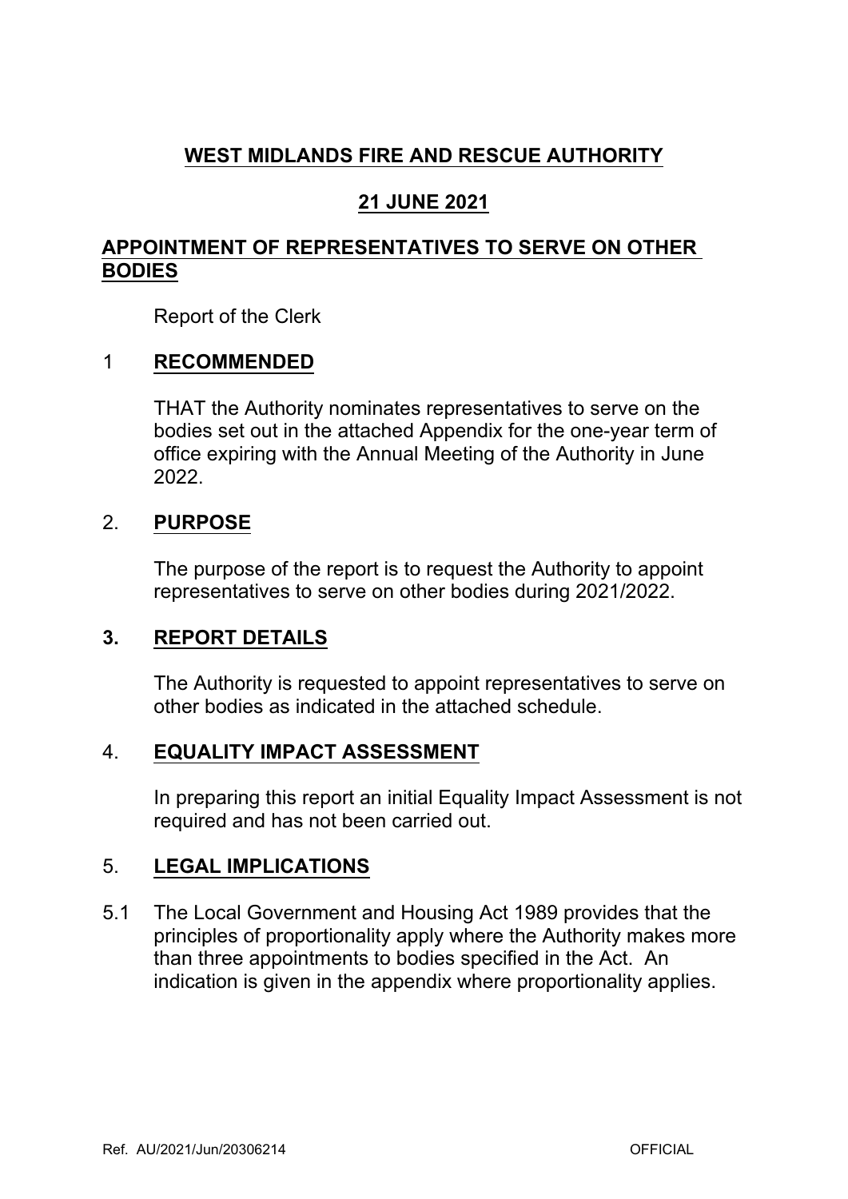# WEST MIDLANDS FIRE AND RESCUE AUTHORITY

## 21 JUNE 2021

## APPOINTMENT OF REPRESENTATIVES TO SERVE ON OTHER BODIES

Report of the Clerk

### 1 RECOMMENDED

THAT the Authority nominates representatives to serve on the bodies set out in the attached Appendix for the one-year term of office expiring with the Annual Meeting of the Authority in June 2022.

### 2. PURPOSE

The purpose of the report is to request the Authority to appoint representatives to serve on other bodies during 2021/2022.

### 3. REPORT DETAILS

The Authority is requested to appoint representatives to serve on other bodies as indicated in the attached schedule.

### 4. EQUALITY IMPACT ASSESSMENT

In preparing this report an initial Equality Impact Assessment is not required and has not been carried out.

### 5. LEGAL IMPLICATIONS

5.1 The Local Government and Housing Act 1989 provides that the principles of proportionality apply where the Authority makes more than three appointments to bodies specified in the Act. An indication is given in the appendix where proportionality applies.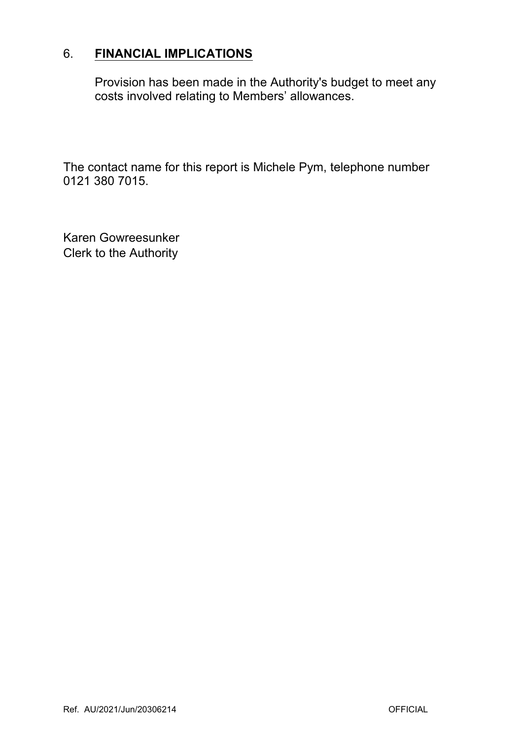## 6. **FINANCIAL IMPLICATIONS**

Provision has been made in the Authority's budget to meet any costs involved relating to Members' allowances.

The contact name for this report is Michele Pym, telephone number 0121 380 7015.

Karen Gowreesunker
Clerk to the Authority

Ref. AU/2021/Jun/20306214 OFFICIAL